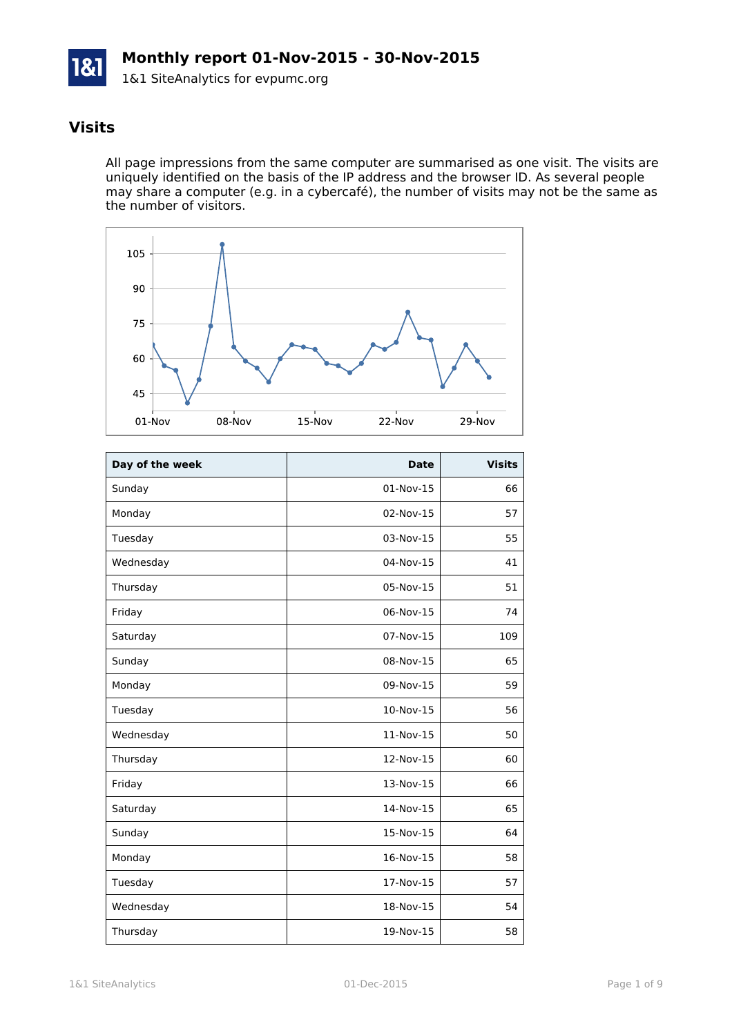# Monthly report 01-Nov-2015 - 30-Nov-2015

1&1 SiteAnalytics for evpumc.org

## Visits

All page impressions from the same computer are summarised as one visit. The visits are uniquely identified on the basis of the IP address and the browser ID. As several people may share a computer (e.g. in a cybercafé), the number of visits may not be the same as the number of visitors.

| Day of the week | Date | Visits |
|---|---:|---:|
| Sunday | 01-Nov-15 | 66 |
| Monday | 02-Nov-15 | 57 |
| Tuesday | 03-Nov-15 | 55 |
| Wednesday | 04-Nov-15 | 41 |
| Thursday | 05-Nov-15 | 51 |
| Friday | 06-Nov-15 | 74 |
| Saturday | 07-Nov-15 | 109 |
| Sunday | 08-Nov-15 | 65 |
| Monday | 09-Nov-15 | 59 |
| Tuesday | 10-Nov-15 | 56 |
| Wednesday | 11-Nov-15 | 50 |
| Thursday | 12-Nov-15 | 60 |
| Friday | 13-Nov-15 | 66 |
| Saturday | 14-Nov-15 | 65 |
| Sunday | 15-Nov-15 | 64 |
| Monday | 16-Nov-15 | 58 |
| Tuesday | 17-Nov-15 | 57 |
| Wednesday | 18-Nov-15 | 54 |
| Thursday | 19-Nov-15 | 58 |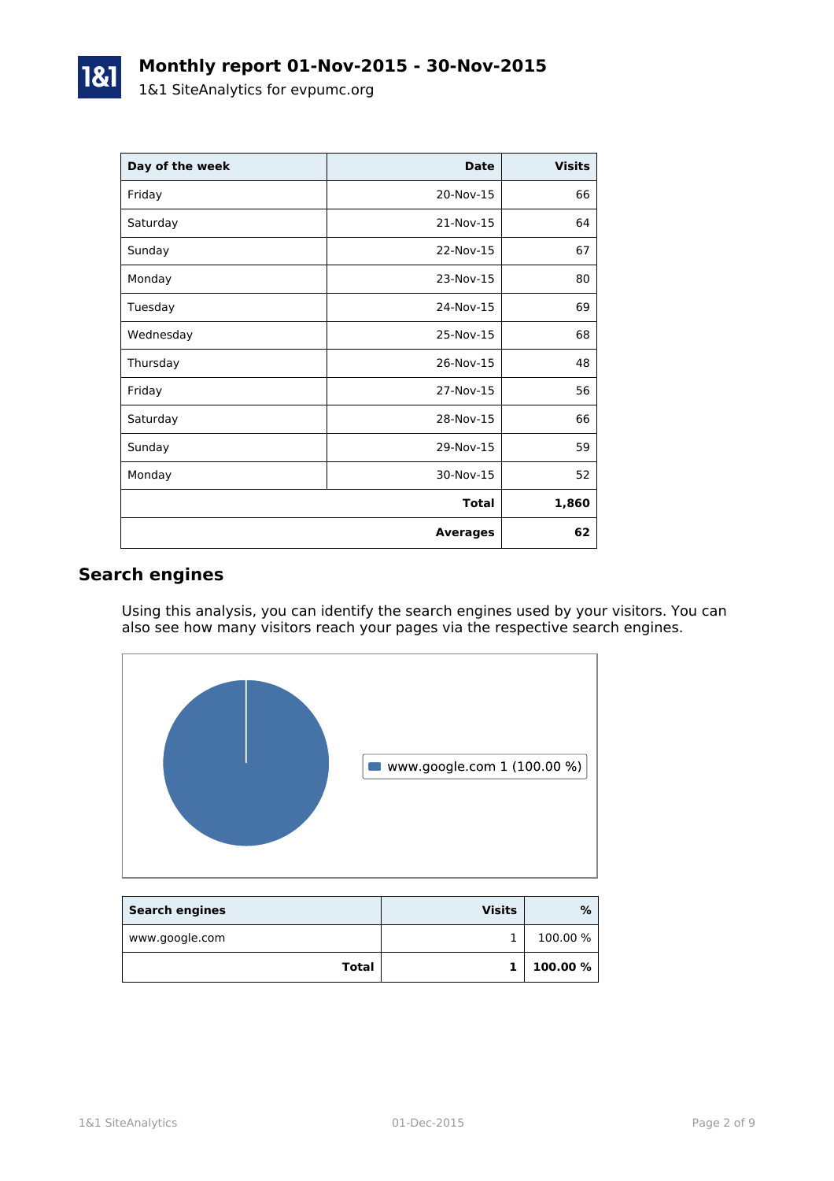# Monthly report 01-Nov-2015 - 30-Nov-2015

1&1 SiteAnalytics for evpumc.org

| Day of the week | Date | Visits |
|---|---:|---:|
| Friday | 20-Nov-15 | 66 |
| Saturday | 21-Nov-15 | 64 |
| Sunday | 22-Nov-15 | 67 |
| Monday | 23-Nov-15 | 80 |
| Tuesday | 24-Nov-15 | 69 |
| Wednesday | 25-Nov-15 | 68 |
| Thursday | 26-Nov-15 | 48 |
| Friday | 27-Nov-15 | 56 |
| Saturday | 28-Nov-15 | 66 |
| Sunday | 29-Nov-15 | 59 |
| Monday | 30-Nov-15 | 52 |
| | **Total** | **1,860** |
| | **Averages** | **62** |

## Search engines

Using this analysis, you can identify the search engines used by your visitors. You can also see how many visitors reach your pages via the respective search engines.

www.google.com 1 (100.00 %)

| Search engines | Visits | % |
|---|---:|---:|
| www.google.com | 1 | 100.00 % |
| **Total** | **1** | **100.00 %** |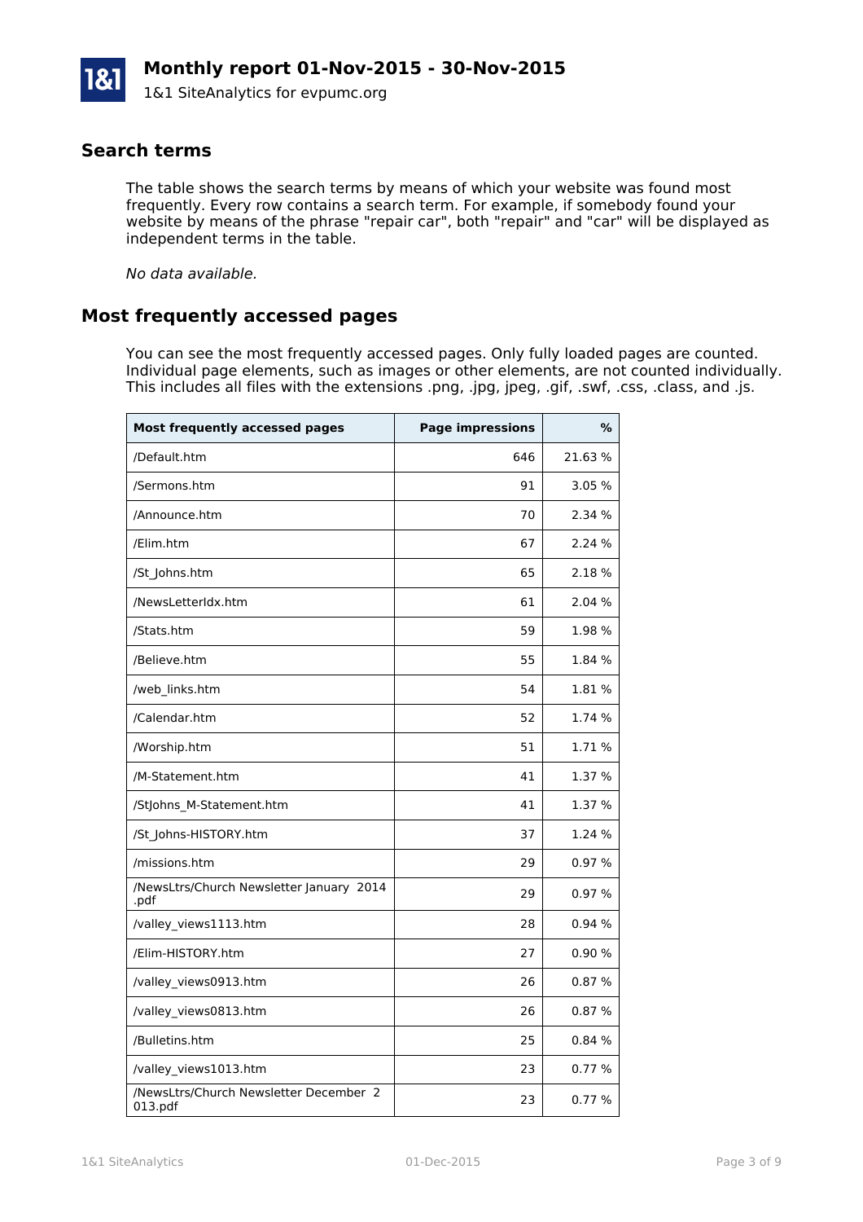## Search terms

The table shows the search terms by means of which your website was found most frequently. Every row contains a search term. For example, if somebody found your website by means of the phrase "repair car", both "repair" and "car" will be displayed as independent terms in the table.

*No data available.*

## Most frequently accessed pages

You can see the most frequently accessed pages. Only fully loaded pages are counted. Individual page elements, such as images or other elements, are not counted individually. This includes all files with the extensions .png, .jpg, jpeg, .gif, .swf, .css, .class, and .js.

| Most frequently accessed pages | Page impressions | % |
|---|---:|---:|
| /Default.htm | 646 | 21.63 % |
| /Sermons.htm | 91 | 3.05 % |
| /Announce.htm | 70 | 2.34 % |
| /Elim.htm | 67 | 2.24 % |
| /St_Johns.htm | 65 | 2.18 % |
| /NewsLetterIdx.htm | 61 | 2.04 % |
| /Stats.htm | 59 | 1.98 % |
| /Believe.htm | 55 | 1.84 % |
| /web_links.htm | 54 | 1.81 % |
| /Calendar.htm | 52 | 1.74 % |
| /Worship.htm | 51 | 1.71 % |
| /M-Statement.htm | 41 | 1.37 % |
| /StJohns_M-Statement.htm | 41 | 1.37 % |
| /St_Johns-HISTORY.htm | 37 | 1.24 % |
| /missions.htm | 29 | 0.97 % |
| /NewsLtrs/Church Newsletter January 2014 .pdf | 29 | 0.97 % |
| /valley_views1113.htm | 28 | 0.94 % |
| /Elim-HISTORY.htm | 27 | 0.90 % |
| /valley_views0913.htm | 26 | 0.87 % |
| /valley_views0813.htm | 26 | 0.87 % |
| /Bulletins.htm | 25 | 0.84 % |
| /valley_views1013.htm | 23 | 0.77 % |
| /NewsLtrs/Church Newsletter December 2013.pdf | 23 | 0.77 % |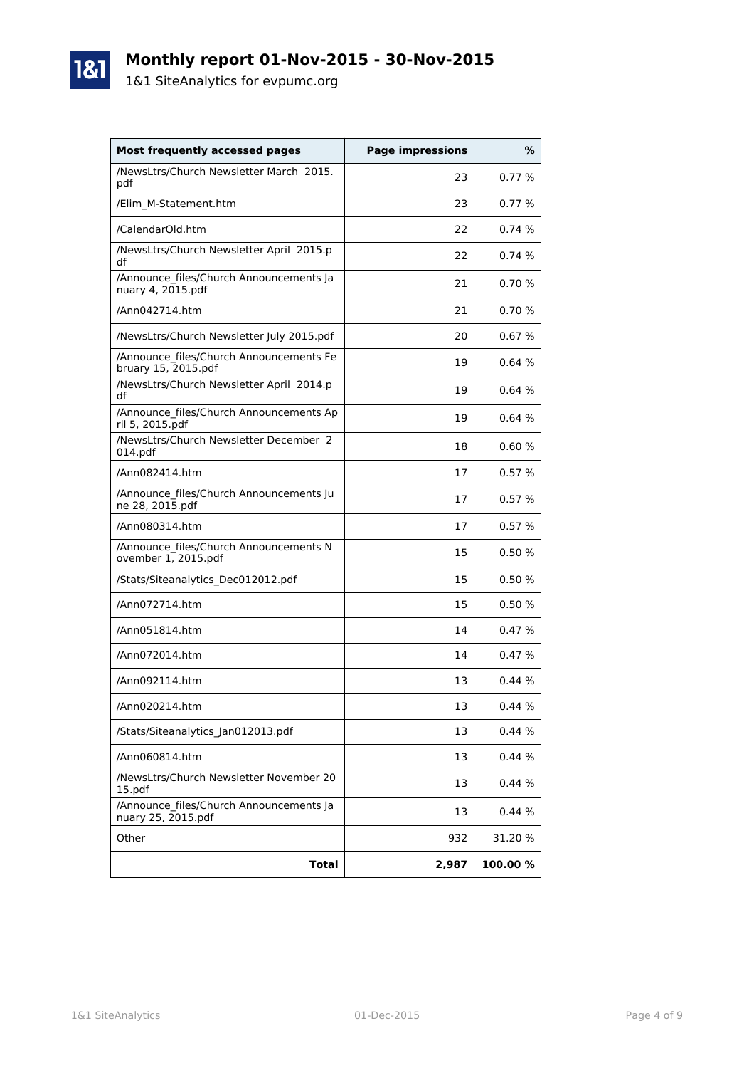# Monthly report 01-Nov-2015 - 30-Nov-2015

1&1 SiteAnalytics for evpumc.org

| Most frequently accessed pages | Page impressions | % |
|---|---:|---:|
| /NewsLtrs/Church Newsletter March 2015.pdf | 23 | 0.77 % |
| /Elim_M-Statement.htm | 23 | 0.77 % |
| /CalendarOld.htm | 22 | 0.74 % |
| /NewsLtrs/Church Newsletter April 2015.pdf | 22 | 0.74 % |
| /Announce_files/Church Announcements January 4, 2015.pdf | 21 | 0.70 % |
| /Ann042714.htm | 21 | 0.70 % |
| /NewsLtrs/Church Newsletter July 2015.pdf | 20 | 0.67 % |
| /Announce_files/Church Announcements February 15, 2015.pdf | 19 | 0.64 % |
| /NewsLtrs/Church Newsletter April 2014.pdf | 19 | 0.64 % |
| /Announce_files/Church Announcements April 5, 2015.pdf | 19 | 0.64 % |
| /NewsLtrs/Church Newsletter December 2014.pdf | 18 | 0.60 % |
| /Ann082414.htm | 17 | 0.57 % |
| /Announce_files/Church Announcements June 28, 2015.pdf | 17 | 0.57 % |
| /Ann080314.htm | 17 | 0.57 % |
| /Announce_files/Church Announcements November 1, 2015.pdf | 15 | 0.50 % |
| /Stats/Siteanalytics_Dec012012.pdf | 15 | 0.50 % |
| /Ann072714.htm | 15 | 0.50 % |
| /Ann051814.htm | 14 | 0.47 % |
| /Ann072014.htm | 14 | 0.47 % |
| /Ann092114.htm | 13 | 0.44 % |
| /Ann020214.htm | 13 | 0.44 % |
| /Stats/Siteanalytics_Jan012013.pdf | 13 | 0.44 % |
| /Ann060814.htm | 13 | 0.44 % |
| /NewsLtrs/Church Newsletter November 2015.pdf | 13 | 0.44 % |
| /Announce_files/Church Announcements January 25, 2015.pdf | 13 | 0.44 % |
| Other | 932 | 31.20 % |
| **Total** | **2,987** | **100.00 %** |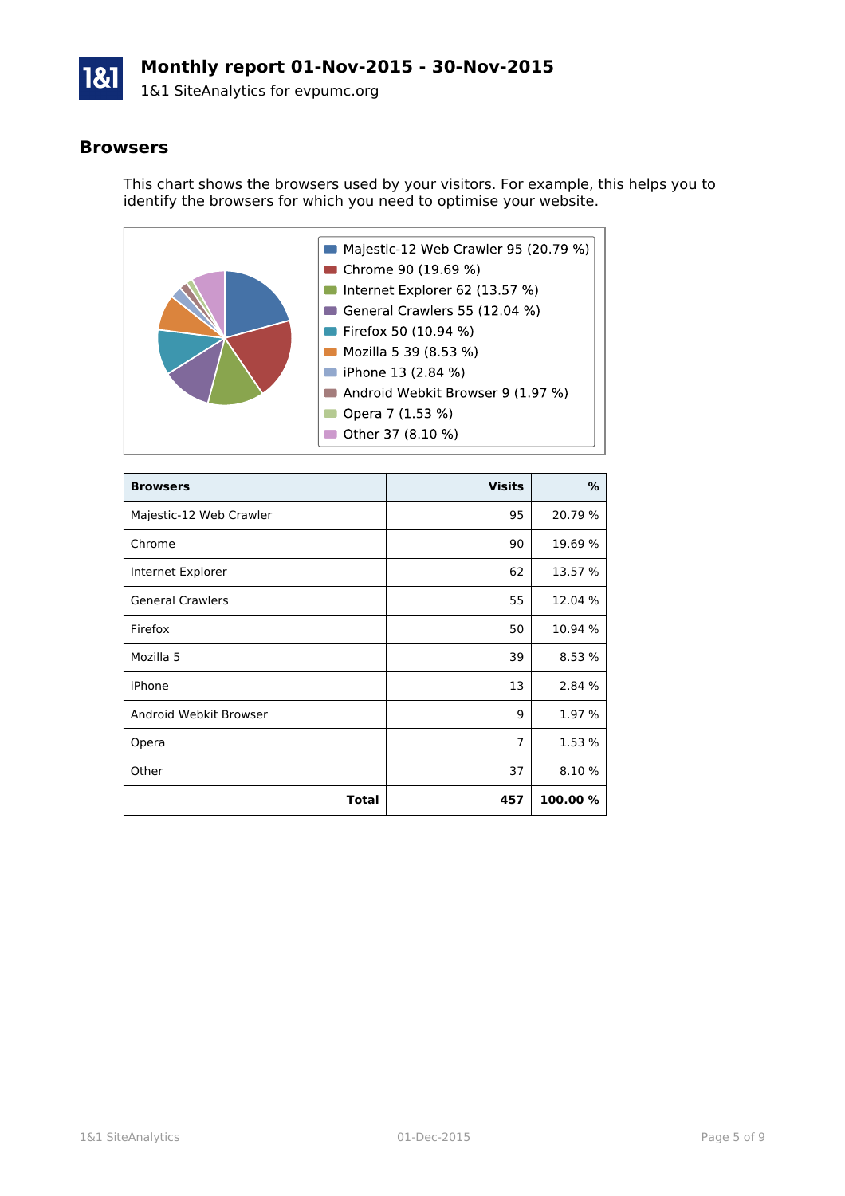# Monthly report 01-Nov-2015 - 30-Nov-2015

1&1 SiteAnalytics for evpumc.org

## Browsers

This chart shows the browsers used by your visitors. For example, this helps you to identify the browsers for which you need to optimise your website.

- Majestic-12 Web Crawler 95 (20.79 %)
- Chrome 90 (19.69 %)
- Internet Explorer 62 (13.57 %)
- General Crawlers 55 (12.04 %)
- Firefox 50 (10.94 %)
- Mozilla 5 39 (8.53 %)
- iPhone 13 (2.84 %)
- Android Webkit Browser 9 (1.97 %)
- Opera 7 (1.53 %)
- Other 37 (8.10 %)

| Browsers | Visits | % |
|---|---:|---:|
| Majestic-12 Web Crawler | 95 | 20.79 % |
| Chrome | 90 | 19.69 % |
| Internet Explorer | 62 | 13.57 % |
| General Crawlers | 55 | 12.04 % |
| Firefox | 50 | 10.94 % |
| Mozilla 5 | 39 | 8.53 % |
| iPhone | 13 | 2.84 % |
| Android Webkit Browser | 9 | 1.97 % |
| Opera | 7 | 1.53 % |
| Other | 37 | 8.10 % |
| **Total** | **457** | **100.00 %** |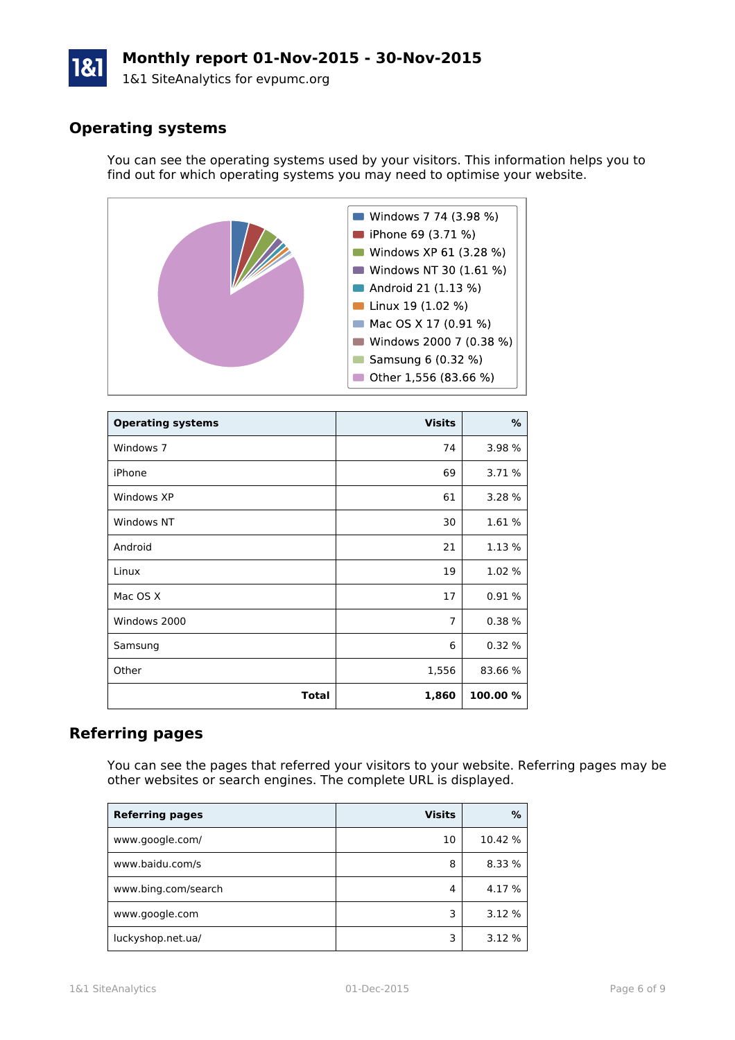## Operating systems

You can see the operating systems used by your visitors. This information helps you to find out for which operating systems you may need to optimise your website.

- Windows 7 74 (3.98 %)
- iPhone 69 (3.71 %)
- Windows XP 61 (3.28 %)
- Windows NT 30 (1.61 %)
- Android 21 (1.13 %)
- Linux 19 (1.02 %)
- Mac OS X 17 (0.91 %)
- Windows 2000 7 (0.38 %)
- Samsung 6 (0.32 %)
- Other 1,556 (83.66 %)

| Operating systems | Visits | % |
|---|---:|---:|
| Windows 7 | 74 | 3.98 % |
| iPhone | 69 | 3.71 % |
| Windows XP | 61 | 3.28 % |
| Windows NT | 30 | 1.61 % |
| Android | 21 | 1.13 % |
| Linux | 19 | 1.02 % |
| Mac OS X | 17 | 0.91 % |
| Windows 2000 | 7 | 0.38 % |
| Samsung | 6 | 0.32 % |
| Other | 1,556 | 83.66 % |
| **Total** | **1,860** | **100.00 %** |

## Referring pages

You can see the pages that referred your visitors to your website. Referring pages may be other websites or search engines. The complete URL is displayed.

| Referring pages | Visits | % |
|---|---:|---:|
| www.google.com/ | 10 | 10.42 % |
| www.baidu.com/s | 8 | 8.33 % |
| www.bing.com/search | 4 | 4.17 % |
| www.google.com | 3 | 3.12 % |
| luckyshop.net.ua/ | 3 | 3.12 % |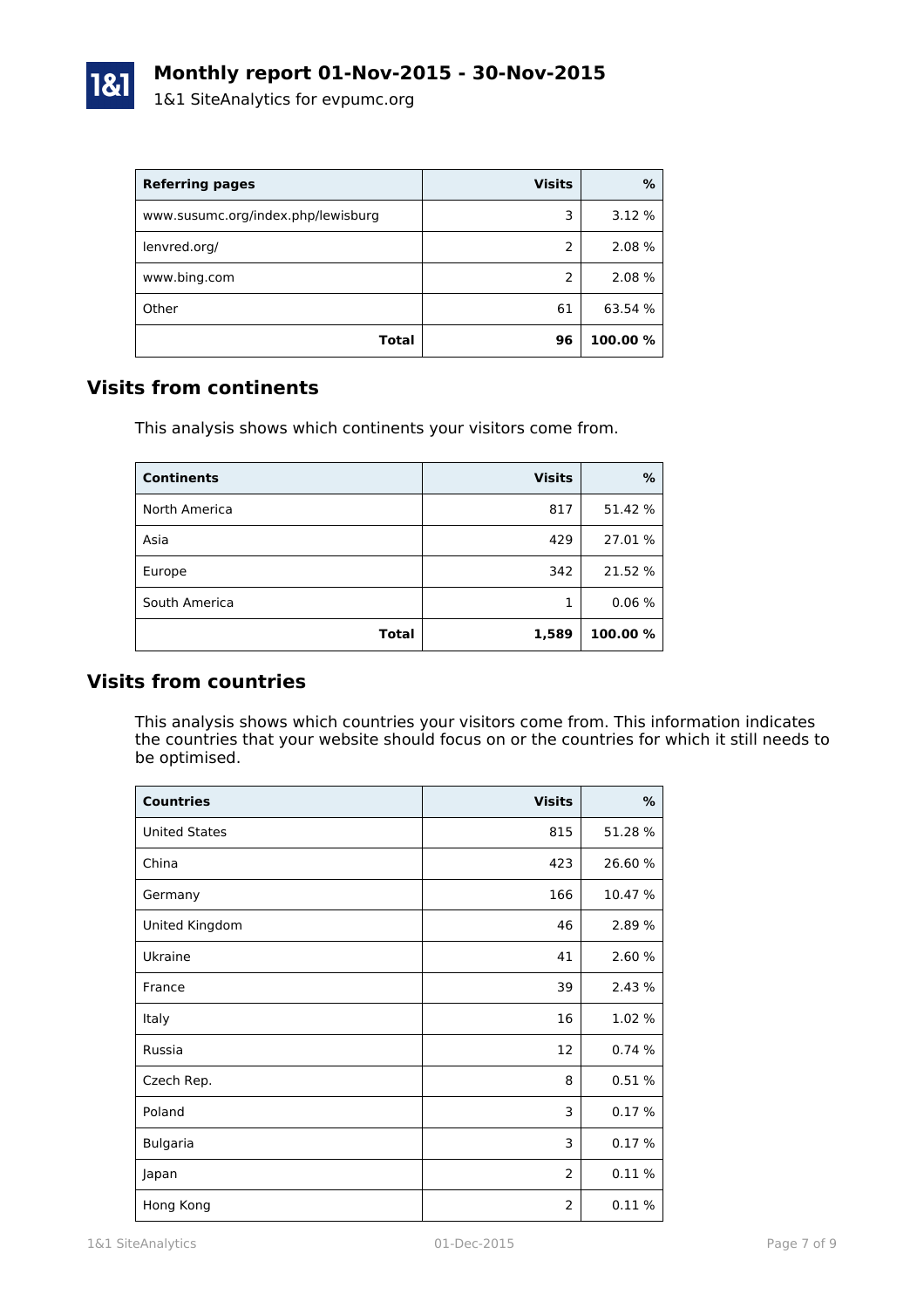| Referring pages | Visits | % |
|---|---:|---:|
| www.susumc.org/index.php/lewisburg | 3 | 3.12 % |
| lenvred.org/ | 2 | 2.08 % |
| www.bing.com | 2 | 2.08 % |
| Other | 61 | 63.54 % |
| **Total** | **96** | **100.00 %** |

## Visits from continents

This analysis shows which continents your visitors come from.

| Continents | Visits | % |
|---|---:|---:|
| North America | 817 | 51.42 % |
| Asia | 429 | 27.01 % |
| Europe | 342 | 21.52 % |
| South America | 1 | 0.06 % |
| **Total** | **1,589** | **100.00 %** |

## Visits from countries

This analysis shows which countries your visitors come from. This information indicates the countries that your website should focus on or the countries for which it still needs to be optimised.

| Countries | Visits | % |
|---|---:|---:|
| United States | 815 | 51.28 % |
| China | 423 | 26.60 % |
| Germany | 166 | 10.47 % |
| United Kingdom | 46 | 2.89 % |
| Ukraine | 41 | 2.60 % |
| France | 39 | 2.43 % |
| Italy | 16 | 1.02 % |
| Russia | 12 | 0.74 % |
| Czech Rep. | 8 | 0.51 % |
| Poland | 3 | 0.17 % |
| Bulgaria | 3 | 0.17 % |
| Japan | 2 | 0.11 % |
| Hong Kong | 2 | 0.11 % |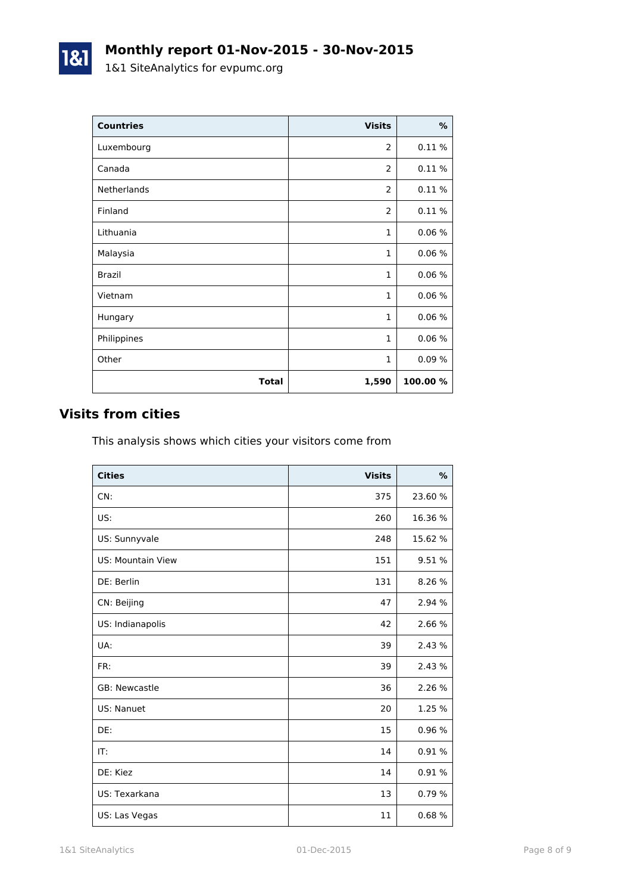# Monthly report 01-Nov-2015 - 30-Nov-2015

1&1 SiteAnalytics for evpumc.org

| Countries | Visits | % |
|---|---:|---:|
| Luxembourg | 2 | 0.11 % |
| Canada | 2 | 0.11 % |
| Netherlands | 2 | 0.11 % |
| Finland | 2 | 0.11 % |
| Lithuania | 1 | 0.06 % |
| Malaysia | 1 | 0.06 % |
| Brazil | 1 | 0.06 % |
| Vietnam | 1 | 0.06 % |
| Hungary | 1 | 0.06 % |
| Philippines | 1 | 0.06 % |
| Other | 1 | 0.09 % |
| **Total** | **1,590** | **100.00 %** |

## Visits from cities

This analysis shows which cities your visitors come from

| Cities | Visits | % |
|---|---:|---:|
| CN: | 375 | 23.60 % |
| US: | 260 | 16.36 % |
| US: Sunnyvale | 248 | 15.62 % |
| US: Mountain View | 151 | 9.51 % |
| DE: Berlin | 131 | 8.26 % |
| CN: Beijing | 47 | 2.94 % |
| US: Indianapolis | 42 | 2.66 % |
| UA: | 39 | 2.43 % |
| FR: | 39 | 2.43 % |
| GB: Newcastle | 36 | 2.26 % |
| US: Nanuet | 20 | 1.25 % |
| DE: | 15 | 0.96 % |
| IT: | 14 | 0.91 % |
| DE: Kiez | 14 | 0.91 % |
| US: Texarkana | 13 | 0.79 % |
| US: Las Vegas | 11 | 0.68 % |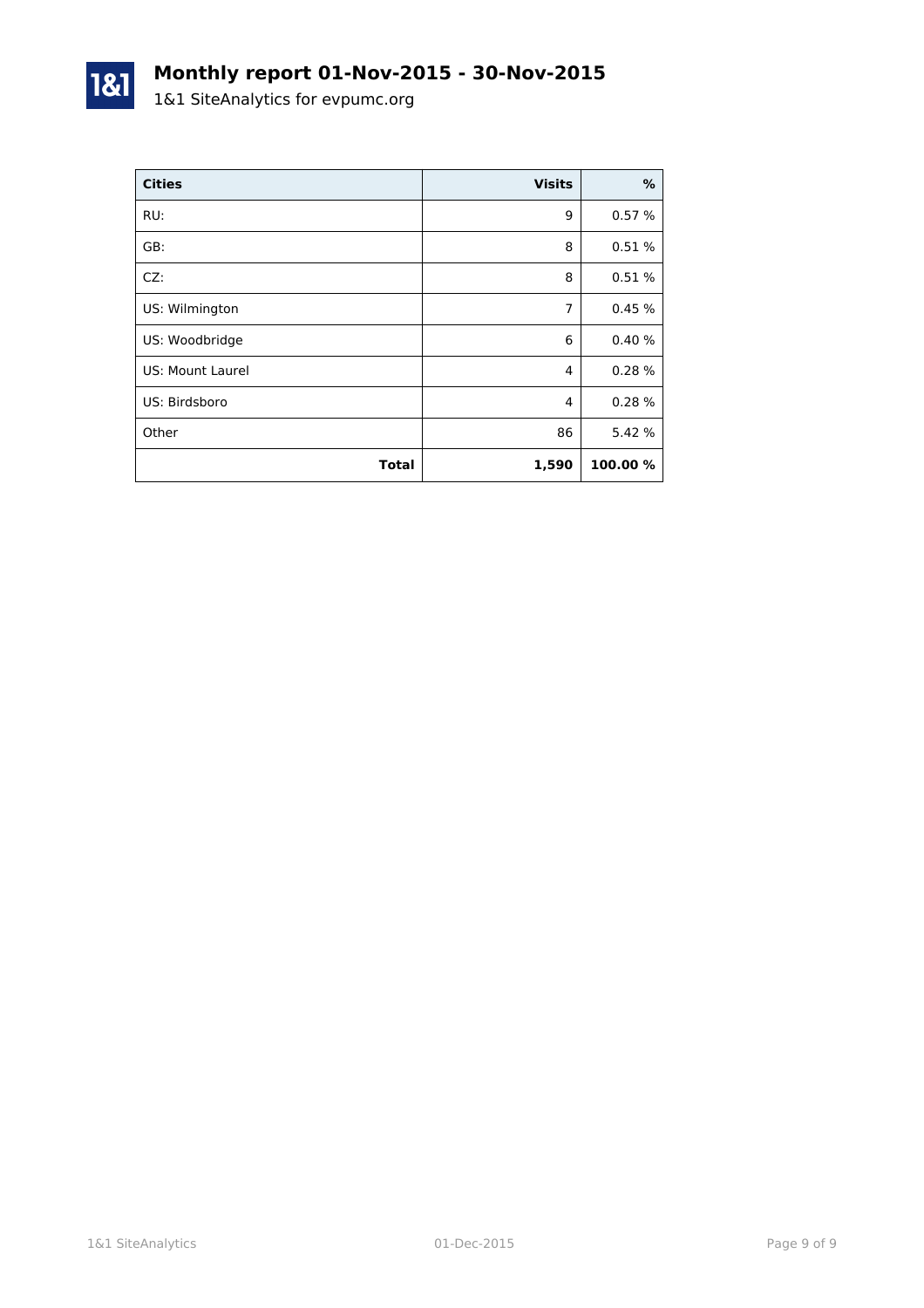# Monthly report 01-Nov-2015 - 30-Nov-2015

1&1 SiteAnalytics for evpumc.org

| Cities | Visits | % |
|---|---:|---:|
| RU: | 9 | 0.57 % |
| GB: | 8 | 0.51 % |
| CZ: | 8 | 0.51 % |
| US: Wilmington | 7 | 0.45 % |
| US: Woodbridge | 6 | 0.40 % |
| US: Mount Laurel | 4 | 0.28 % |
| US: Birdsboro | 4 | 0.28 % |
| Other | 86 | 5.42 % |
| **Total** | **1,590** | **100.00 %** |